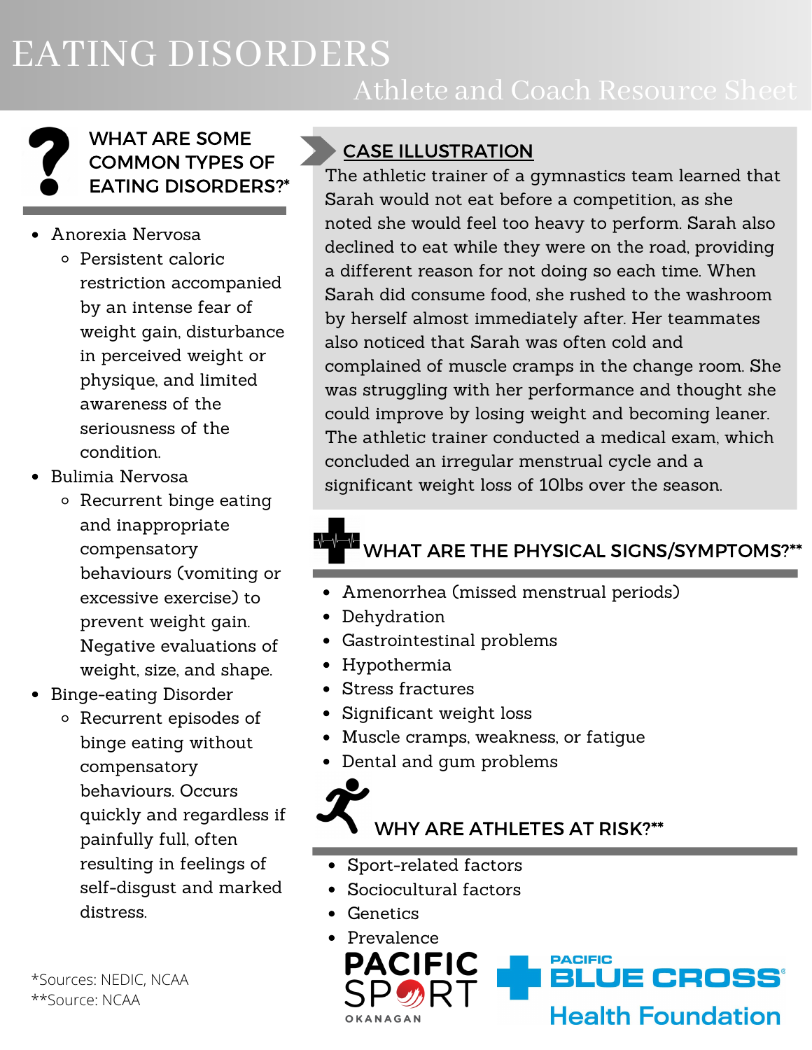# EATING DISORDERS

## Athlete and Coach Resource Sheet

### WHAT ARE SOME COMMON TYPES OF EATING DISORDERS?*

- Anorexia Nervosa
  - Persistent caloric restriction accompanied by an intense fear of weight gain, disturbance in perceived weight or physique, and limited awareness of the seriousness of the condition.
- Bulimia Nervosa
  - Recurrent binge eating and inappropriate compensatory behaviours (vomiting or excessive exercise) to prevent weight gain. Negative evaluations of weight, size, and shape.
- Binge-eating Disorder
  - Recurrent episodes of binge eating without compensatory behaviours. Occurs quickly and regardless if painfully full, often resulting in feelings of self-disgust and marked distress.

### CASE ILLUSTRATION

The athletic trainer of a gymnastics team learned that Sarah would not eat before a competition, as she noted she would feel too heavy to perform. Sarah also declined to eat while they were on the road, providing a different reason for not doing so each time. When Sarah did consume food, she rushed to the washroom by herself almost immediately after. Her teammates also noticed that Sarah was often cold and complained of muscle cramps in the change room. She was struggling with her performance and thought she could improve by losing weight and becoming leaner. The athletic trainer conducted a medical exam, which concluded an irregular menstrual cycle and a significant weight loss of 10lbs over the season.

### WHAT ARE THE PHYSICAL SIGNS/SYMPTOMS?**

- Amenorrhea (missed menstrual periods)
- Dehydration
- Gastrointestinal problems
- Hypothermia
- Stress fractures
- Significant weight loss
- Muscle cramps, weakness, or fatigue
- Dental and gum problems

### WHY ARE ATHLETES AT RISK?**

- Sport-related factors
- Sociocultural factors
- Genetics
- Prevalence

*Sources: NEDIC, NCAA
**Source: NCAA

PACIFIC SPORT OKANAGAN

PACIFIC BLUE CROSS® Health Foundation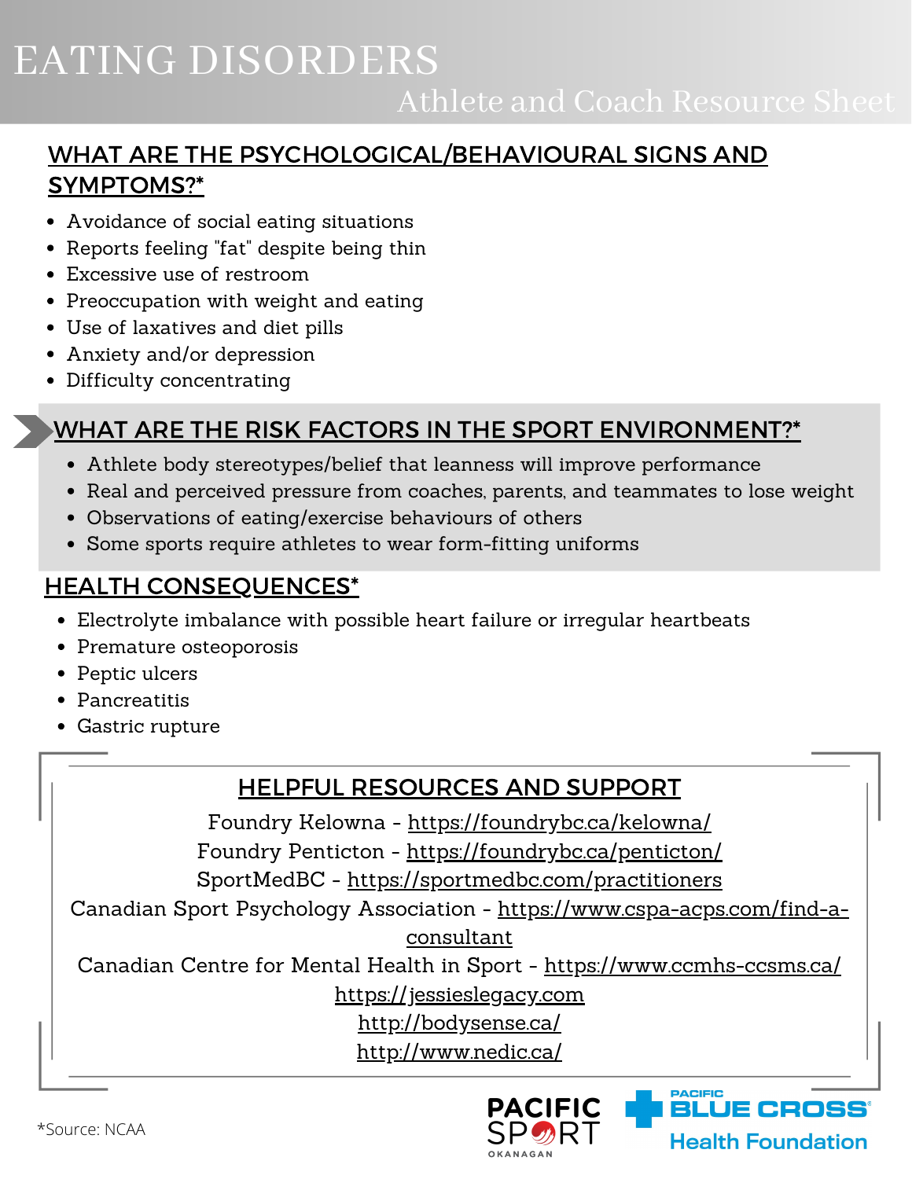# EATING DISORDERS

## Athlete and Coach Resource Sheet

### WHAT ARE THE PSYCHOLOGICAL/BEHAVIOURAL SIGNS AND SYMPTOMS?*

- Avoidance of social eating situations
- Reports feeling "fat" despite being thin
- Excessive use of restroom
- Preoccupation with weight and eating
- Use of laxatives and diet pills
- Anxiety and/or depression
- Difficulty concentrating

### WHAT ARE THE RISK FACTORS IN THE SPORT ENVIRONMENT?*

- Athlete body stereotypes/belief that leanness will improve performance
- Real and perceived pressure from coaches, parents, and teammates to lose weight
- Observations of eating/exercise behaviours of others
- Some sports require athletes to wear form-fitting uniforms

### HEALTH CONSEQUENCES*

- Electrolyte imbalance with possible heart failure or irregular heartbeats
- Premature osteoporosis
- Peptic ulcers
- Pancreatitis
- Gastric rupture

### HELPFUL RESOURCES AND SUPPORT

Foundry Kelowna - https://foundrybc.ca/kelowna/

Foundry Penticton - https://foundrybc.ca/penticton/

SportMedBC - https://sportmedbc.com/practitioners

Canadian Sport Psychology Association - https://www.cspa-acps.com/find-a-consultant

Canadian Centre for Mental Health in Sport - https://www.ccmhs-ccsms.ca/

https://jessieslegacy.com

http://bodysense.ca/

http://www.nedic.ca/

*Source: NCAA

PACIFIC SPORT OKANAGAN

PACIFIC BLUE CROSS Health Foundation